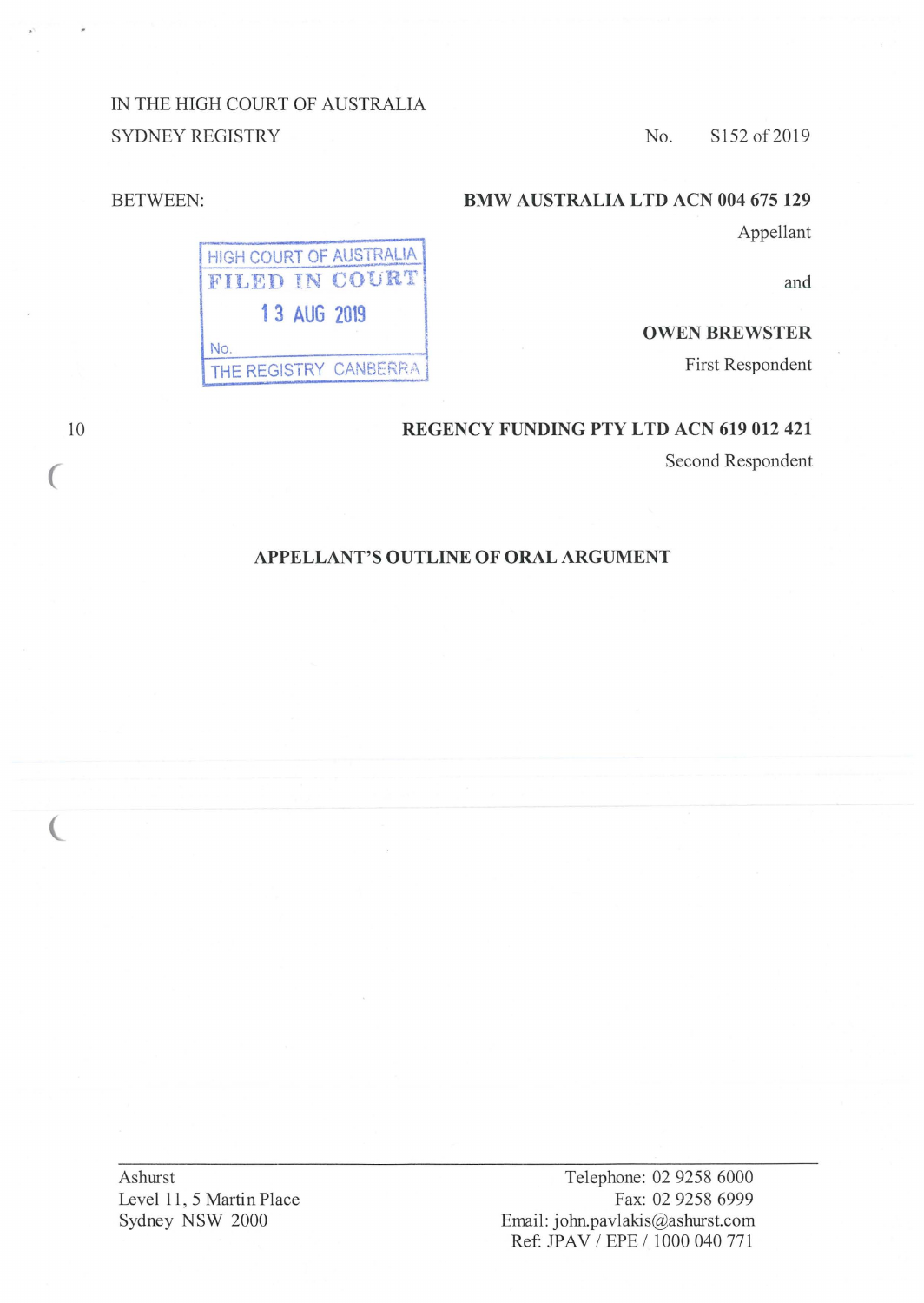IN THE HIGH COURT OF AUSTRALIA
SYDNEY REGISTRY

No. S152 of 2019

BETWEEN:

**BMW AUSTRALIA LTD ACN 004 675 129**
Appellant

and

**OWEN BREWSTER**
First Respondent

HIGH COURT OF AUSTRALIA
FILED IN COURT
13 AUG 2019
No.
THE REGISTRY CANBERRA

**REGENCY FUNDING PTY LTD ACN 619 012 421**
Second Respondent

**APPELLANT'S OUTLINE OF ORAL ARGUMENT**

Ashurst
Level 11, 5 Martin Place
Sydney NSW 2000

Telephone: 02 9258 6000
Fax: 02 9258 6999
Email: john.pavlakis@ashurst.com
Ref: JPAV / EPE / 1000 040 771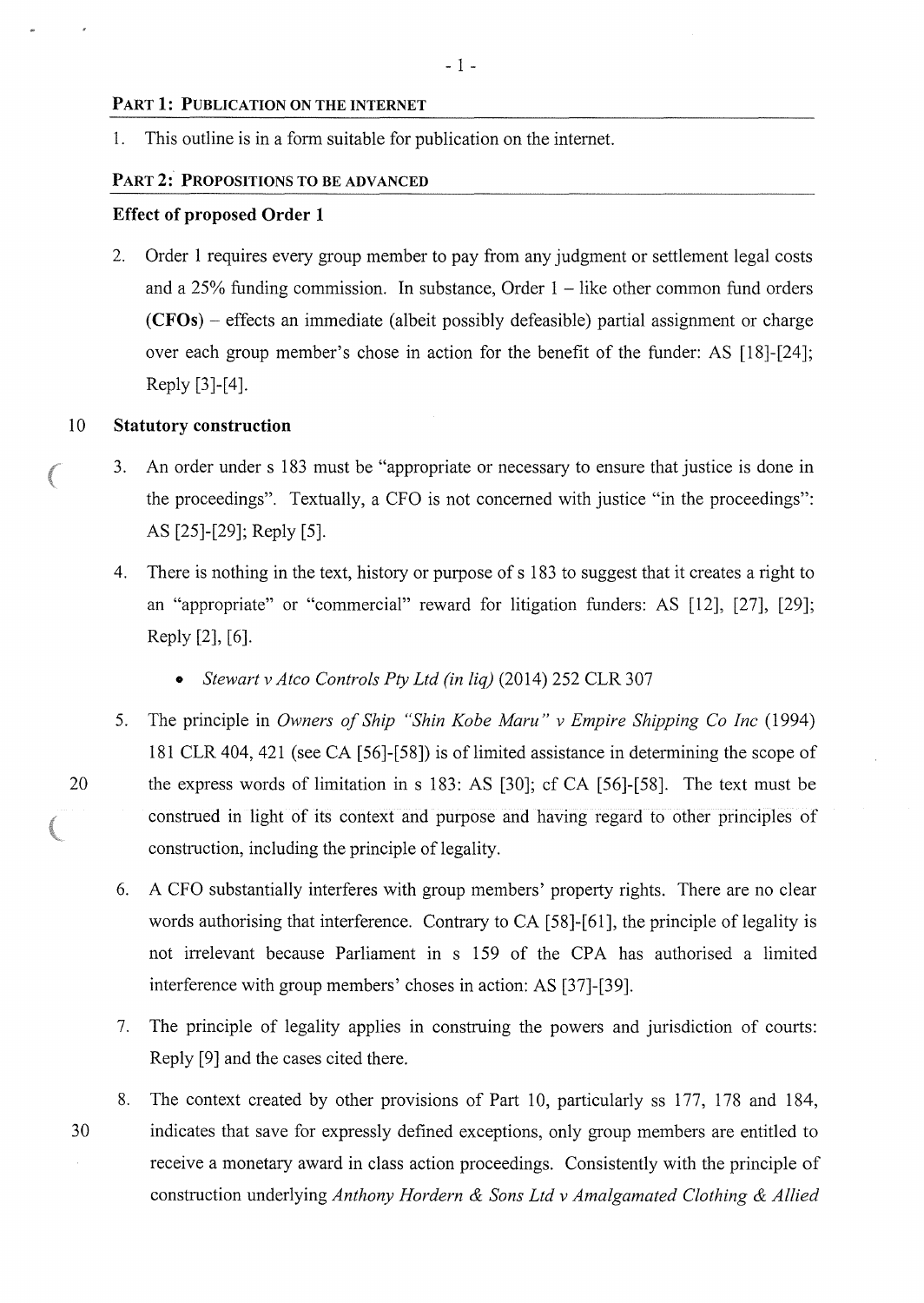## PART 1: PUBLICATION ON THE INTERNET

1. This outline is in a form suitable for publication on the internet.

## PART 2: PROPOSITIONS TO BE ADVANCED

### Effect of proposed Order 1

2. Order 1 requires every group member to pay from any judgment or settlement legal costs and a 25% funding commission. In substance, Order 1 – like other common fund orders (**CFOs**) – effects an immediate (albeit possibly defeasible) partial assignment or charge over each group member's chose in action for the benefit of the funder: AS [18]-[24]; Reply [3]-[4].

### Statutory construction

3. An order under s 183 must be "appropriate or necessary to ensure that justice is done in the proceedings". Textually, a CFO is not concerned with justice "in the proceedings": AS [25]-[29]; Reply [5].

4. There is nothing in the text, history or purpose of s 183 to suggest that it creates a right to an "appropriate" or "commercial" reward for litigation funders: AS [12], [27], [29]; Reply [2], [6].

   - *Stewart v Atco Controls Pty Ltd (in liq)* (2014) 252 CLR 307

5. The principle in *Owners of Ship "Shin Kobe Maru" v Empire Shipping Co Inc* (1994) 181 CLR 404, 421 (see CA [56]-[58]) is of limited assistance in determining the scope of the express words of limitation in s 183: AS [30]; cf CA [56]-[58]. The text must be construed in light of its context and purpose and having regard to other principles of construction, including the principle of legality.

6. A CFO substantially interferes with group members' property rights. There are no clear words authorising that interference. Contrary to CA [58]-[61], the principle of legality is not irrelevant because Parliament in s 159 of the CPA has authorised a limited interference with group members' choses in action: AS [37]-[39].

7. The principle of legality applies in construing the powers and jurisdiction of courts: Reply [9] and the cases cited there.

8. The context created by other provisions of Part 10, particularly ss 177, 178 and 184, indicates that save for expressly defined exceptions, only group members are entitled to receive a monetary award in class action proceedings. Consistently with the principle of construction underlying *Anthony Hordern & Sons Ltd v Amalgamated Clothing & Allied*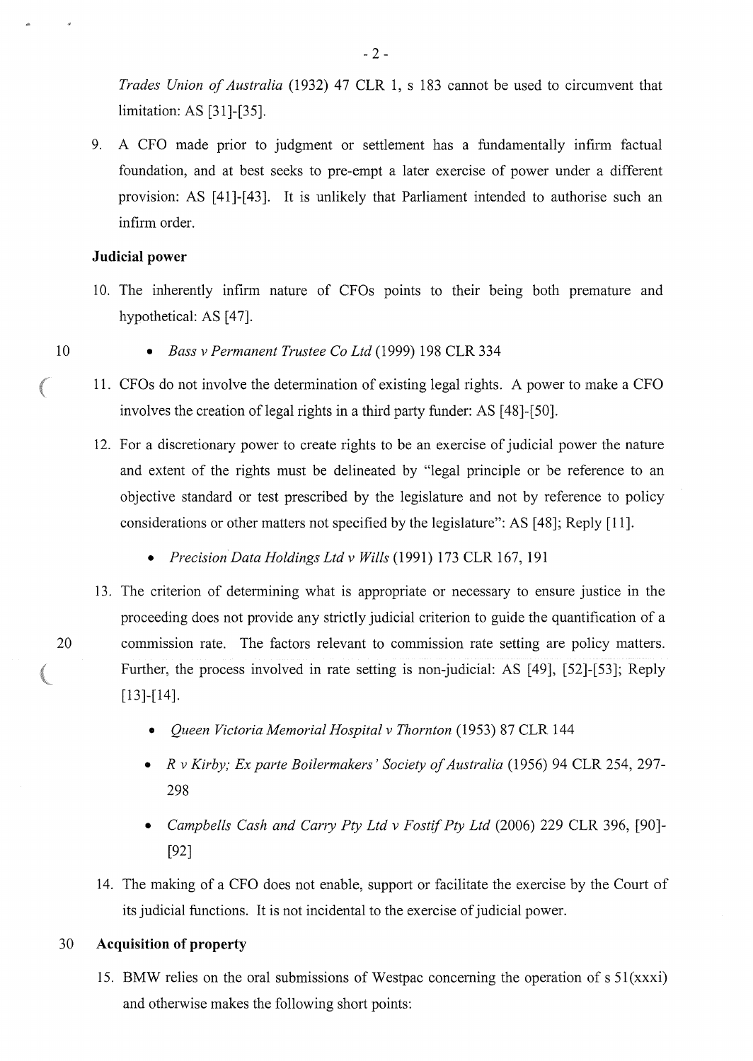*Trades Union of Australia* (1932) 47 CLR 1, s 183 cannot be used to circumvent that limitation: AS [31]-[35].

9. A CFO made prior to judgment or settlement has a fundamentally infirm factual foundation, and at best seeks to pre-empt a later exercise of power under a different provision: AS [41]-[43]. It is unlikely that Parliament intended to authorise such an infirm order.

**Judicial power**

10. The inherently infirm nature of CFOs points to their being both premature and hypothetical: AS [47].

    - *Bass v Permanent Trustee Co Ltd* (1999) 198 CLR 334

11. CFOs do not involve the determination of existing legal rights. A power to make a CFO involves the creation of legal rights in a third party funder: AS [48]-[50].

12. For a discretionary power to create rights to be an exercise of judicial power the nature and extent of the rights must be delineated by "legal principle or be reference to an objective standard or test prescribed by the legislature and not by reference to policy considerations or other matters not specified by the legislature": AS [48]; Reply [11].

    - *Precision Data Holdings Ltd v Wills* (1991) 173 CLR 167, 191

13. The criterion of determining what is appropriate or necessary to ensure justice in the proceeding does not provide any strictly judicial criterion to guide the quantification of a commission rate. The factors relevant to commission rate setting are policy matters. Further, the process involved in rate setting is non-judicial: AS [49], [52]-[53]; Reply [13]-[14].

    - *Queen Victoria Memorial Hospital v Thornton* (1953) 87 CLR 144
    - *R v Kirby; Ex parte Boilermakers' Society of Australia* (1956) 94 CLR 254, 297-298
    - *Campbells Cash and Carry Pty Ltd v Fostif Pty Ltd* (2006) 229 CLR 396, [90]-[92]

14. The making of a CFO does not enable, support or facilitate the exercise by the Court of its judicial functions. It is not incidental to the exercise of judicial power.

**Acquisition of property**

15. BMW relies on the oral submissions of Westpac concerning the operation of s 51(xxxi) and otherwise makes the following short points: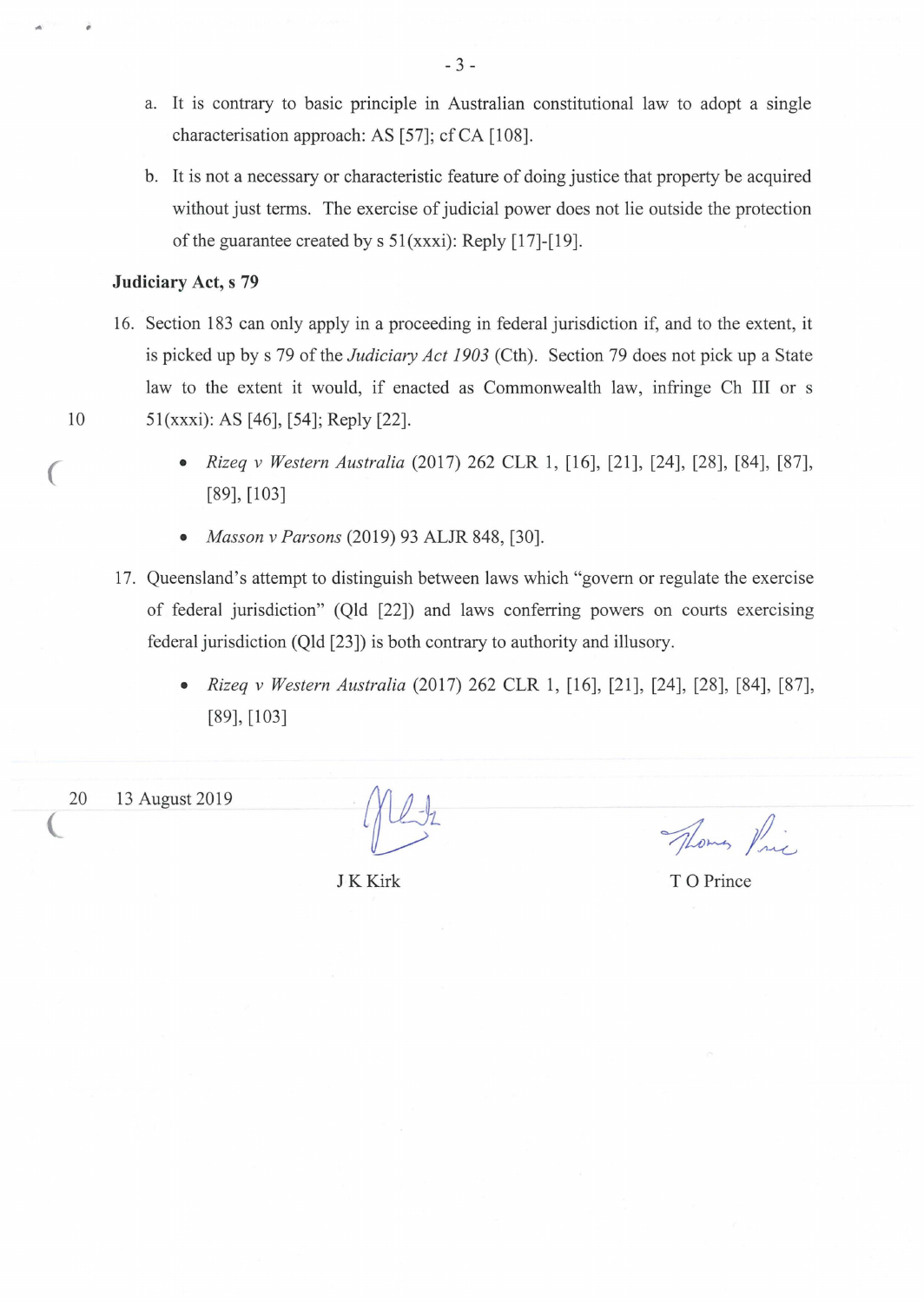a. It is contrary to basic principle in Australian constitutional law to adopt a single characterisation approach: AS [57]; cf CA [108].

b. It is not a necessary or characteristic feature of doing justice that property be acquired without just terms. The exercise of judicial power does not lie outside the protection of the guarantee created by s 51(xxxi): Reply [17]-[19].

**Judiciary Act, s 79**

16. Section 183 can only apply in a proceeding in federal jurisdiction if, and to the extent, it is picked up by s 79 of the *Judiciary Act 1903* (Cth). Section 79 does not pick up a State law to the extent it would, if enacted as Commonwealth law, infringe Ch III or s 51(xxxi): AS [46], [54]; Reply [22].

- *Rizeq v Western Australia* (2017) 262 CLR 1, [16], [21], [24], [28], [84], [87], [89], [103]
- *Masson v Parsons* (2019) 93 ALJR 848, [30].

17. Queensland's attempt to distinguish between laws which "govern or regulate the exercise of federal jurisdiction" (Qld [22]) and laws conferring powers on courts exercising federal jurisdiction (Qld [23]) is both contrary to authority and illusory.

- *Rizeq v Western Australia* (2017) 262 CLR 1, [16], [21], [24], [28], [84], [87], [89], [103]

13 August 2019

J K Kirk

T O Prince